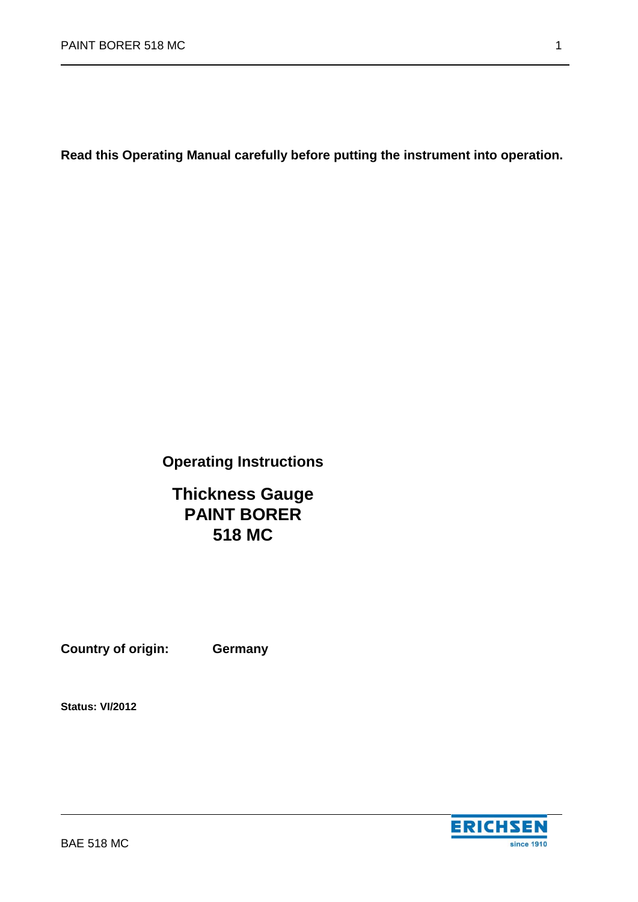**Read this Operating Manual carefully before putting the instrument into operation.**

**Operating Instructions**

# Thickness Gauge
# PAINT BORER
# 518 MC

**Country of origin:** **Germany**

**Status: VI/2012**

BAE 518 MC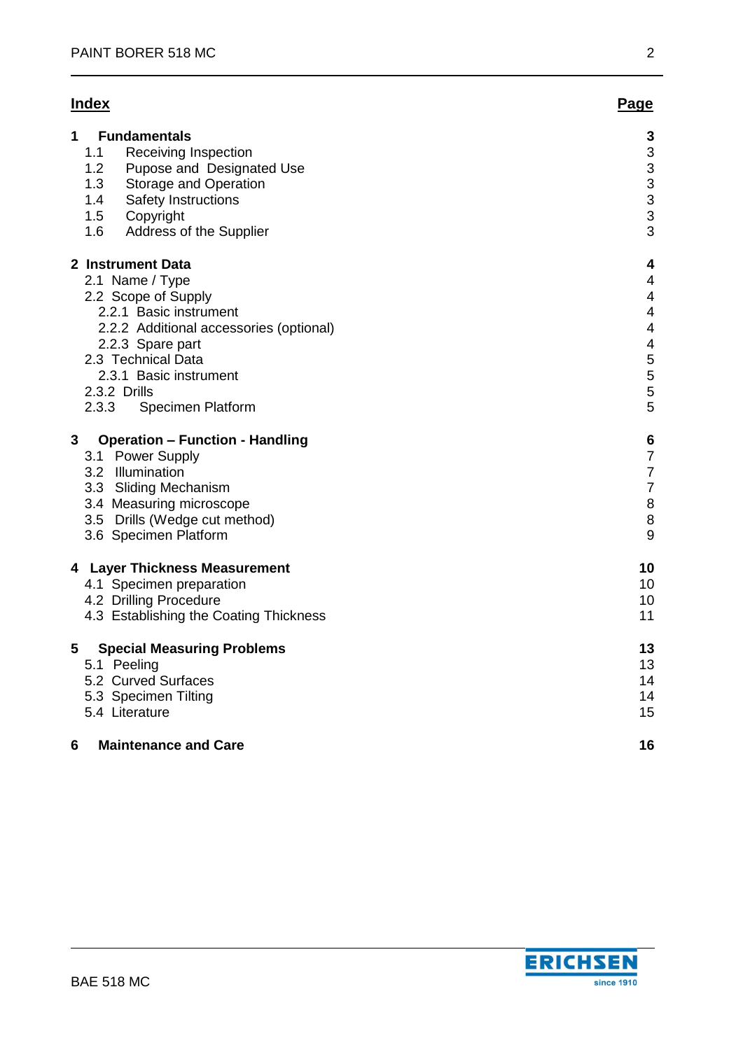## Index

| Index | Page |
|---|---|
| **1 Fundamentals** | **3** |
| 1.1 Receiving Inspection | 3 |
| 1.2 Pupose and Designated Use | 3 |
| 1.3 Storage and Operation | 3 |
| 1.4 Safety Instructions | 3 |
| 1.5 Copyright | 3 |
| 1.6 Address of the Supplier | 3 |
| **2 Instrument Data** | **4** |
| 2.1 Name / Type | 4 |
| 2.2 Scope of Supply | 4 |
| 2.2.1 Basic instrument | 4 |
| 2.2.2 Additional accessories (optional) | 4 |
| 2.2.3 Spare part | 4 |
| 2.3 Technical Data | 5 |
| 2.3.1 Basic instrument | 5 |
| 2.3.2 Drills | 5 |
| 2.3.3 Specimen Platform | 5 |
| **3 Operation – Function - Handling** | **6** |
| 3.1 Power Supply | 7 |
| 3.2 Illumination | 7 |
| 3.3 Sliding Mechanism | 7 |
| 3.4 Measuring microscope | 8 |
| 3.5 Drills (Wedge cut method) | 8 |
| 3.6 Specimen Platform | 9 |
| **4 Layer Thickness Measurement** | **10** |
| 4.1 Specimen preparation | 10 |
| 4.2 Drilling Procedure | 10 |
| 4.3 Establishing the Coating Thickness | 11 |
| **5 Special Measuring Problems** | **13** |
| 5.1 Peeling | 13 |
| 5.2 Curved Surfaces | 14 |
| 5.3 Specimen Tilting | 14 |
| 5.4 Literature | 15 |
| **6 Maintenance and Care** | **16** |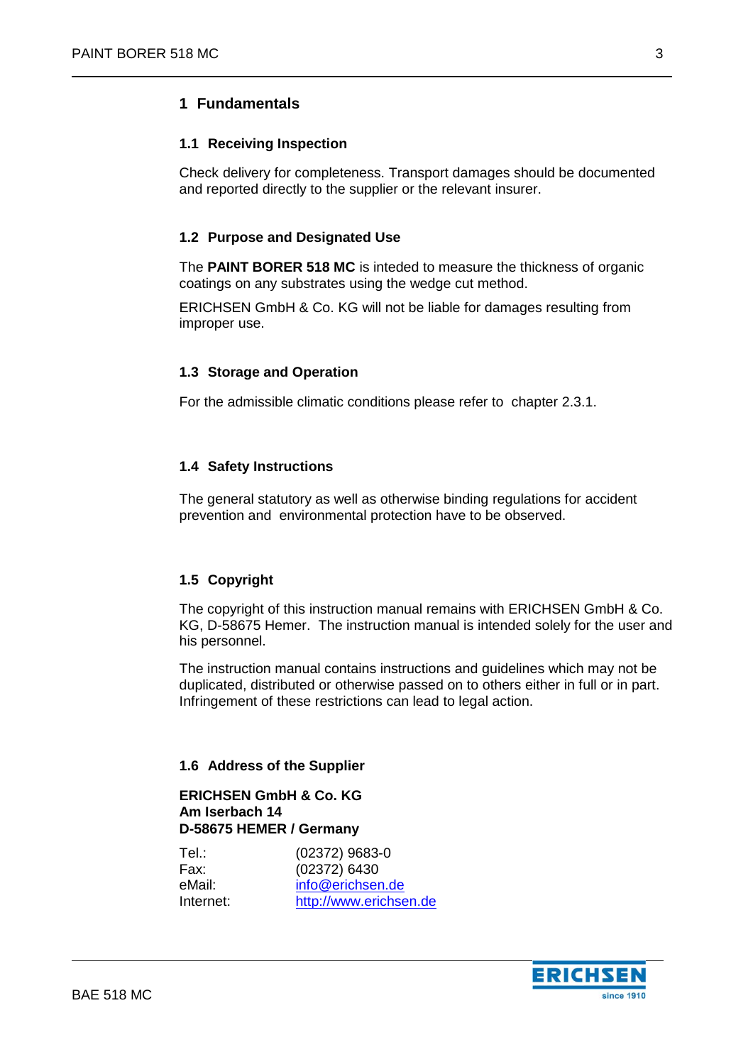# 1 Fundamentals

## 1.1 Receiving Inspection

Check delivery for completeness. Transport damages should be documented and reported directly to the supplier or the relevant insurer.

## 1.2 Purpose and Designated Use

The **PAINT BORER 518 MC** is inteded to measure the thickness of organic coatings on any substrates using the wedge cut method.

ERICHSEN GmbH & Co. KG will not be liable for damages resulting from improper use.

## 1.3 Storage and Operation

For the admissible climatic conditions please refer to chapter 2.3.1.

## 1.4 Safety Instructions

The general statutory as well as otherwise binding regulations for accident prevention and environmental protection have to be observed.

## 1.5 Copyright

The copyright of this instruction manual remains with ERICHSEN GmbH & Co. KG, D-58675 Hemer. The instruction manual is intended solely for the user and his personnel.

The instruction manual contains instructions and guidelines which may not be duplicated, distributed or otherwise passed on to others either in full or in part. Infringement of these restrictions can lead to legal action.

## 1.6 Address of the Supplier

**ERICHSEN GmbH & Co. KG**
**Am Iserbach 14**
**D-58675 HEMER / Germany**

| | |
|---|---|
| Tel.: | (02372) 9683-0 |
| Fax: | (02372) 6430 |
| eMail: | info@erichsen.de |
| Internet: | http://www.erichsen.de |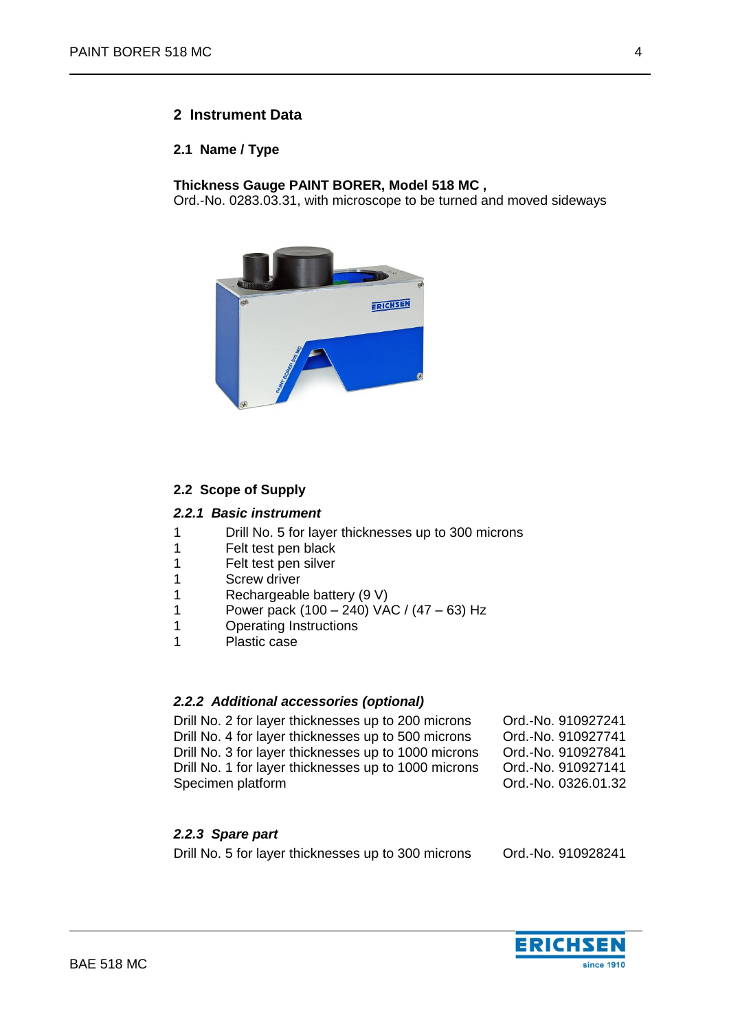## 2 Instrument Data

### 2.1 Name / Type

**Thickness Gauge PAINT BORER, Model 518 MC ,**
Ord.-No. 0283.03.31, with microscope to be turned and moved sideways

### 2.2 Scope of Supply

#### *2.2.1 Basic instrument*

| | |
|---|---|
| 1 | Drill No. 5 for layer thicknesses up to 300 microns |
| 1 | Felt test pen black |
| 1 | Felt test pen silver |
| 1 | Screw driver |
| 1 | Rechargeable battery (9 V) |
| 1 | Power pack (100 – 240) VAC / (47 – 63) Hz |
| 1 | Operating Instructions |
| 1 | Plastic case |

#### *2.2.2 Additional accessories (optional)*

| | |
|---|---|
| Drill No. 2 for layer thicknesses up to 200 microns | Ord.-No. 910927241 |
| Drill No. 4 for layer thicknesses up to 500 microns | Ord.-No. 910927741 |
| Drill No. 3 for layer thicknesses up to 1000 microns | Ord.-No. 910927841 |
| Drill No. 1 for layer thicknesses up to 1000 microns | Ord.-No. 910927141 |
| Specimen platform | Ord.-No. 0326.01.32 |

#### *2.2.3 Spare part*

| | |
|---|---|
| Drill No. 5 for layer thicknesses up to 300 microns | Ord.-No. 910928241 |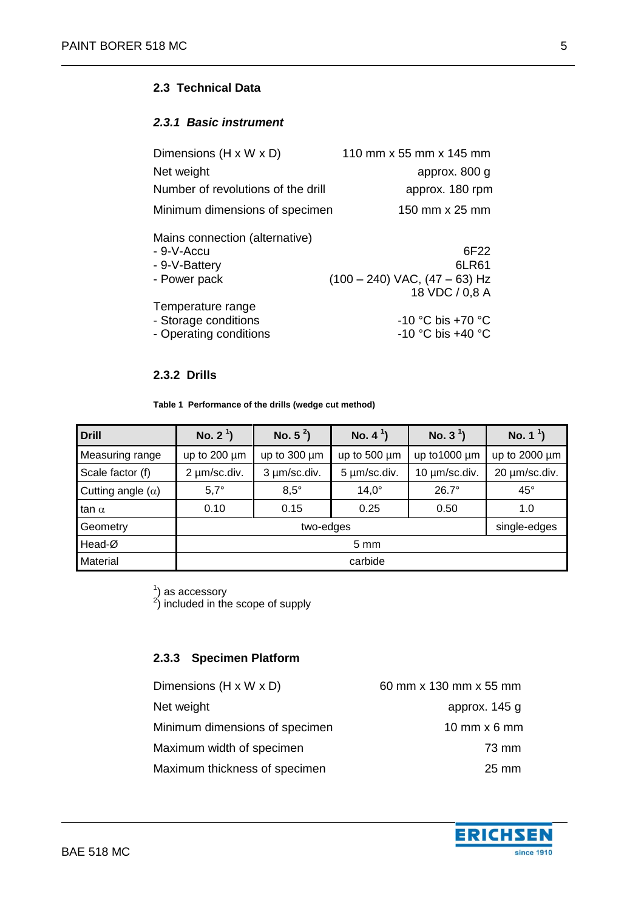## 2.3 Technical Data

### *2.3.1 Basic instrument*

| | |
|---|---|
| Dimensions (H x W x D) | 110 mm x 55 mm x 145 mm |
| Net weight | approx. 800 g |
| Number of revolutions of the drill | approx. 180 rpm |
| Minimum dimensions of specimen | 150 mm x 25 mm |

Mains connection (alternative)

| | |
|---|---|
| - 9-V-Accu | 6F22 |
| - 9-V-Battery | 6LR61 |
| - Power pack | (100 – 240) VAC, (47 – 63) Hz<br>18 VDC / 0,8 A |

Temperature range

| | |
|---|---|
| - Storage conditions | -10 °C bis +70 °C |
| - Operating conditions | -10 °C bis +40 °C |

### 2.3.2 Drills

**Table 1 Performance of the drills (wedge cut method)**

| Drill | No. 2 [1] | No. 5 [2] | No. 4 [1] | No. 3 [1] | No. 1 [1] |
|---|---|---|---|---|---|
| Measuring range | up to 200 µm | up to 300 µm | up to 500 µm | up to1000 µm | up to 2000 µm |
| Scale factor (f) | 2 µm/sc.div. | 3 µm/sc.div. | 5 µm/sc.div. | 10 µm/sc.div. | 20 µm/sc.div. |
| Cutting angle ($\alpha$) | 5,7° | 8,5° | 14,0° | 26.7° | 45° |
| tan $\alpha$ | 0.10 | 0.15 | 0.25 | 0.50 | 1.0 |
| Geometry | two-edges | | | | single-edges |
| Head-Ø | 5 mm | | | | |
| Material | carbide | | | | |

[1]) as accessory
[2]) included in the scope of supply

### 2.3.3 Specimen Platform

| | |
|---|---|
| Dimensions (H x W x D) | 60 mm x 130 mm x 55 mm |
| Net weight | approx. 145 g |
| Minimum dimensions of specimen | 10 mm x 6 mm |
| Maximum width of specimen | 73 mm |
| Maximum thickness of specimen | 25 mm |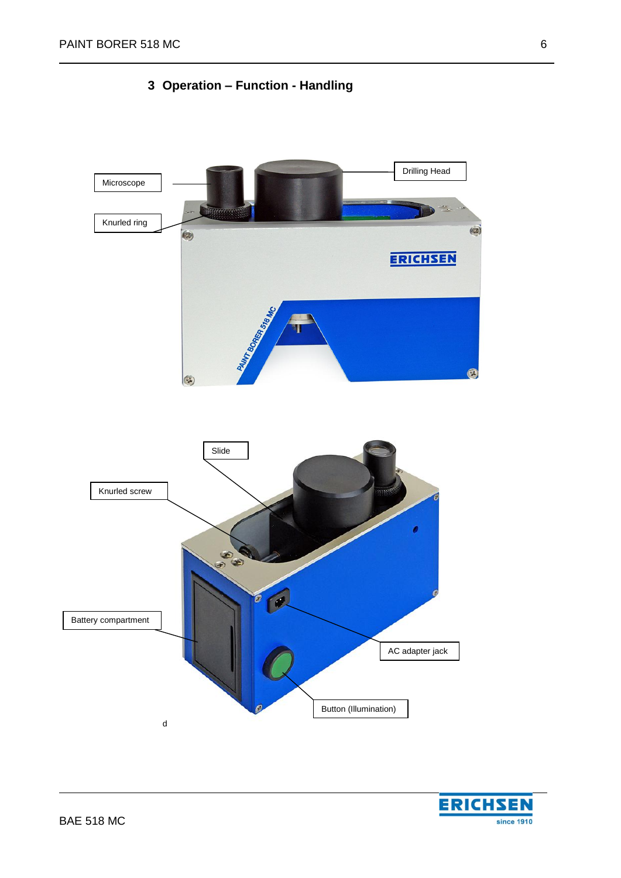# 3 Operation – Function - Handling

Microscope

Knurled ring

Drilling Head

Slide

Knurled screw

Battery compartment

AC adapter jack

Button (Illumination)

d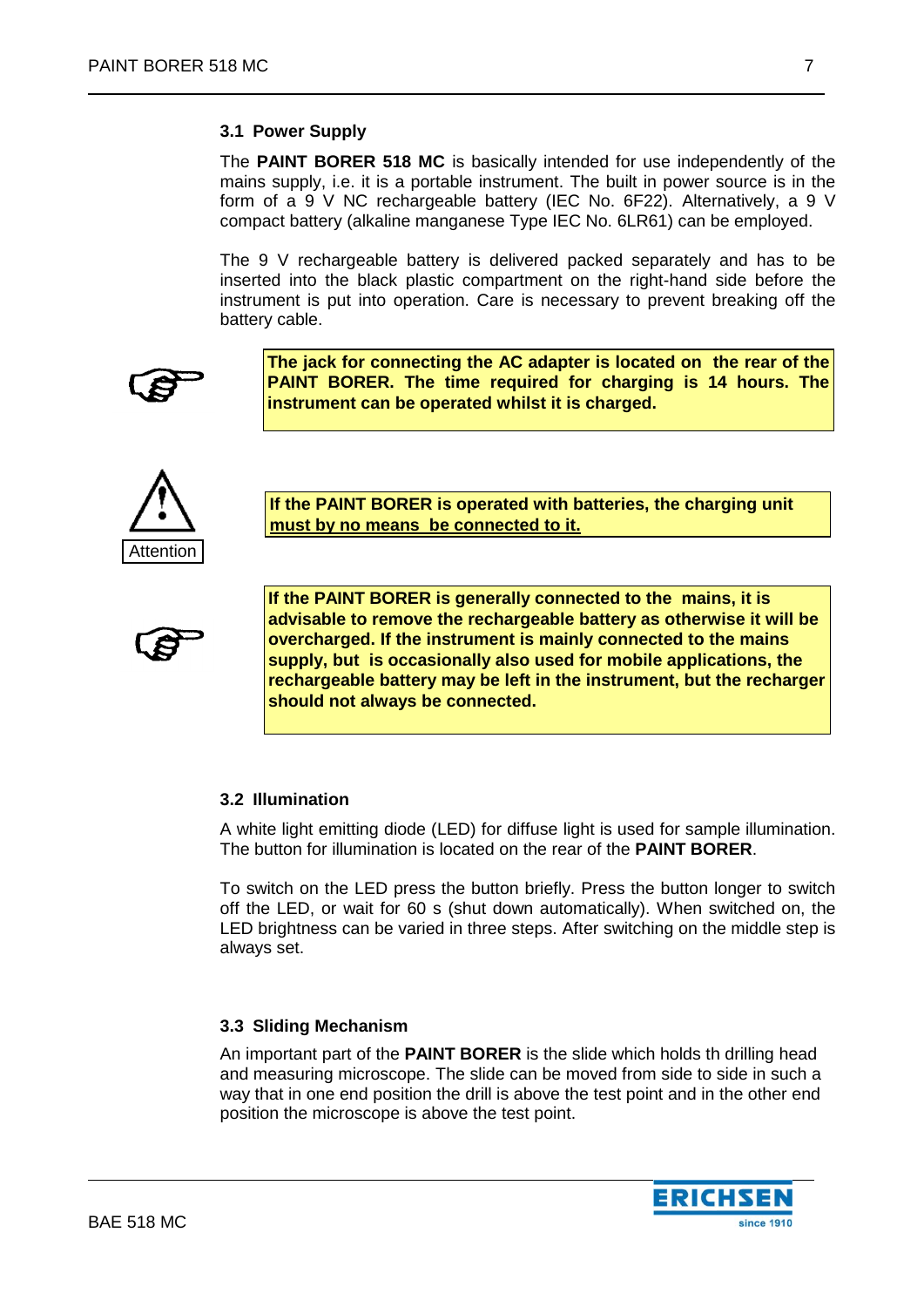### 3.1 Power Supply

The **PAINT BORER 518 MC** is basically intended for use independently of the mains supply, i.e. it is a portable instrument. The built in power source is in the form of a 9 V NC rechargeable battery (IEC No. 6F22). Alternatively, a 9 V compact battery (alkaline manganese Type IEC No. 6LR61) can be employed.

The 9 V rechargeable battery is delivered packed separately and has to be inserted into the black plastic compartment on the right-hand side before the instrument is put into operation. Care is necessary to prevent breaking off the battery cable.

**The jack for connecting the AC adapter is located on the rear of the PAINT BORER. The time required for charging is 14 hours. The instrument can be operated whilst it is charged.**

Attention

**If the PAINT BORER is operated with batteries, the charging unit must by no means be connected to it.**

**If the PAINT BORER is generally connected to the mains, it is advisable to remove the rechargeable battery as otherwise it will be overcharged. If the instrument is mainly connected to the mains supply, but is occasionally also used for mobile applications, the rechargeable battery may be left in the instrument, but the recharger should not always be connected.**

### 3.2 Illumination

A white light emitting diode (LED) for diffuse light is used for sample illumination. The button for illumination is located on the rear of the **PAINT BORER**.

To switch on the LED press the button briefly. Press the button longer to switch off the LED, or wait for 60 s (shut down automatically). When switched on, the LED brightness can be varied in three steps. After switching on the middle step is always set.

### 3.3 Sliding Mechanism

An important part of the **PAINT BORER** is the slide which holds th drilling head and measuring microscope. The slide can be moved from side to side in such a way that in one end position the drill is above the test point and in the other end position the microscope is above the test point.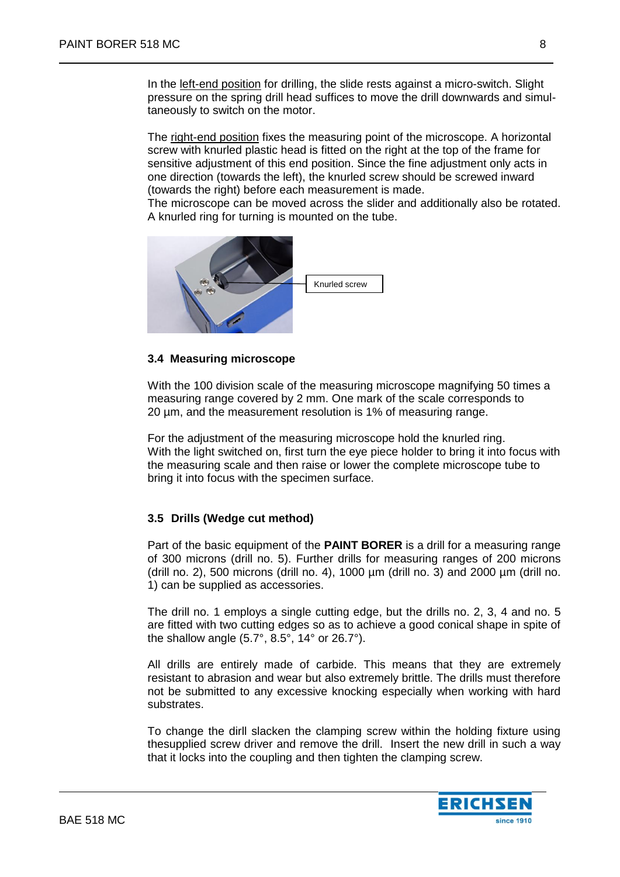In the left-end position for drilling, the slide rests against a micro-switch. Slight pressure on the spring drill head suffices to move the drill downwards and simultaneously to switch on the motor.

The right-end position fixes the measuring point of the microscope. A horizontal screw with knurled plastic head is fitted on the right at the top of the frame for sensitive adjustment of this end position. Since the fine adjustment only acts in one direction (towards the left), the knurled screw should be screwed inward (towards the right) before each measurement is made.
The microscope can be moved across the slider and additionally also be rotated. A knurled ring for turning is mounted on the tube.

Knurled screw

### 3.4 Measuring microscope

With the 100 division scale of the measuring microscope magnifying 50 times a measuring range covered by 2 mm. One mark of the scale corresponds to 20 µm, and the measurement resolution is 1% of measuring range.

For the adjustment of the measuring microscope hold the knurled ring.
With the light switched on, first turn the eye piece holder to bring it into focus with the measuring scale and then raise or lower the complete microscope tube to bring it into focus with the specimen surface.

### 3.5 Drills (Wedge cut method)

Part of the basic equipment of the **PAINT BORER** is a drill for a measuring range of 300 microns (drill no. 5). Further drills for measuring ranges of 200 microns (drill no. 2), 500 microns (drill no. 4), 1000 µm (drill no. 3) and 2000 µm (drill no. 1) can be supplied as accessories.

The drill no. 1 employs a single cutting edge, but the drills no. 2, 3, 4 and no. 5 are fitted with two cutting edges so as to achieve a good conical shape in spite of the shallow angle (5.7°, 8.5°, 14° or 26.7°).

All drills are entirely made of carbide. This means that they are extremely resistant to abrasion and wear but also extremely brittle. The drills must therefore not be submitted to any excessive knocking especially when working with hard substrates.

To change the dirll slacken the clamping screw within the holding fixture using thesupplied screw driver and remove the drill. Insert the new drill in such a way that it locks into the coupling and then tighten the clamping screw.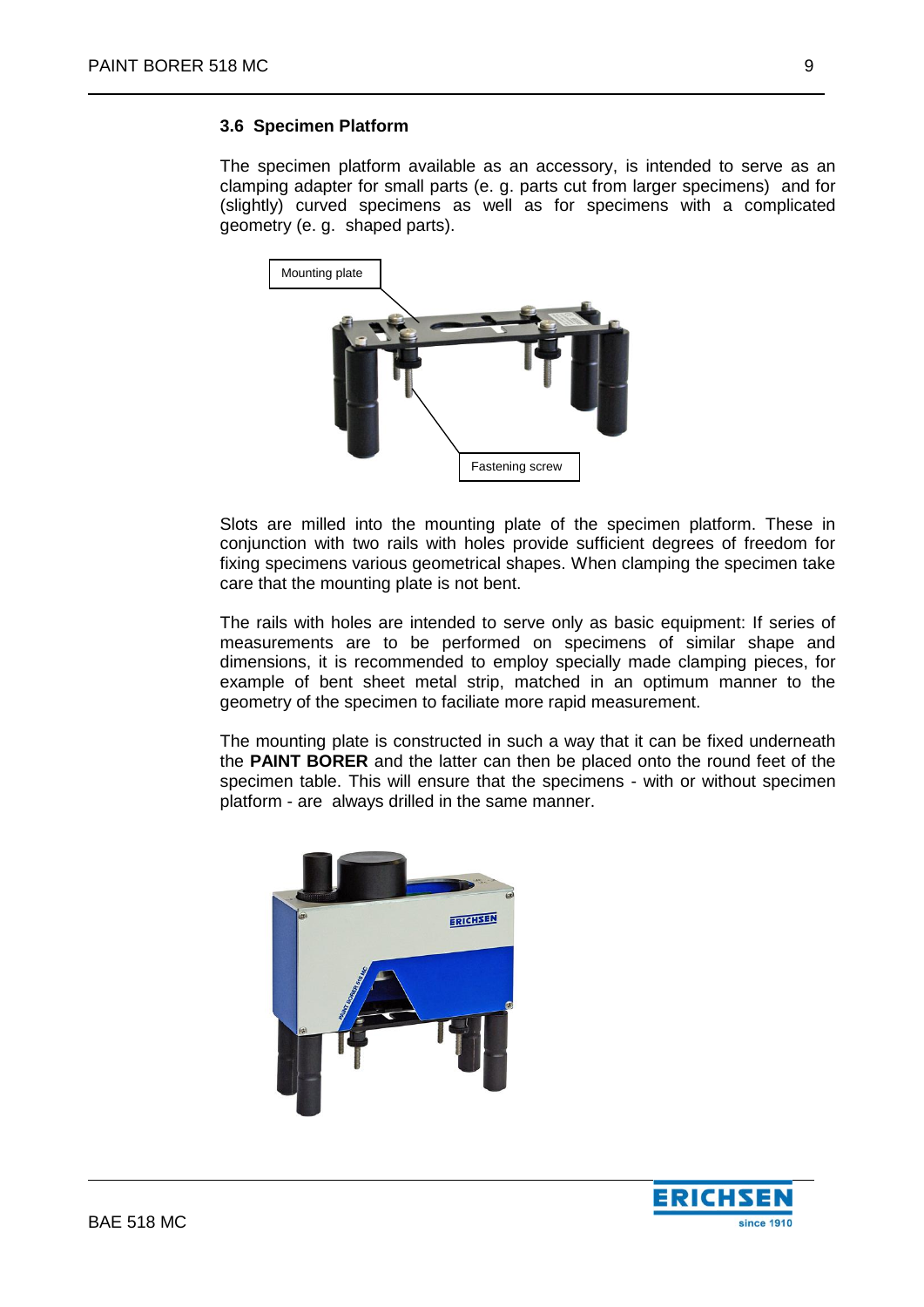### 3.6 Specimen Platform

The specimen platform available as an accessory, is intended to serve as an clamping adapter for small parts (e. g. parts cut from larger specimens) and for (slightly) curved specimens as well as for specimens with a complicated geometry (e. g. shaped parts).

Mounting plate

Fastening screw

Slots are milled into the mounting plate of the specimen platform. These in conjunction with two rails with holes provide sufficient degrees of freedom for fixing specimens various geometrical shapes. When clamping the specimen take care that the mounting plate is not bent.

The rails with holes are intended to serve only as basic equipment: If series of measurements are to be performed on specimens of similar shape and dimensions, it is recommended to employ specially made clamping pieces, for example of bent sheet metal strip, matched in an optimum manner to the geometry of the specimen to faciliate more rapid measurement.

The mounting plate is constructed in such a way that it can be fixed underneath the **PAINT BORER** and the latter can then be placed onto the round feet of the specimen table. This will ensure that the specimens - with or without specimen platform - are always drilled in the same manner.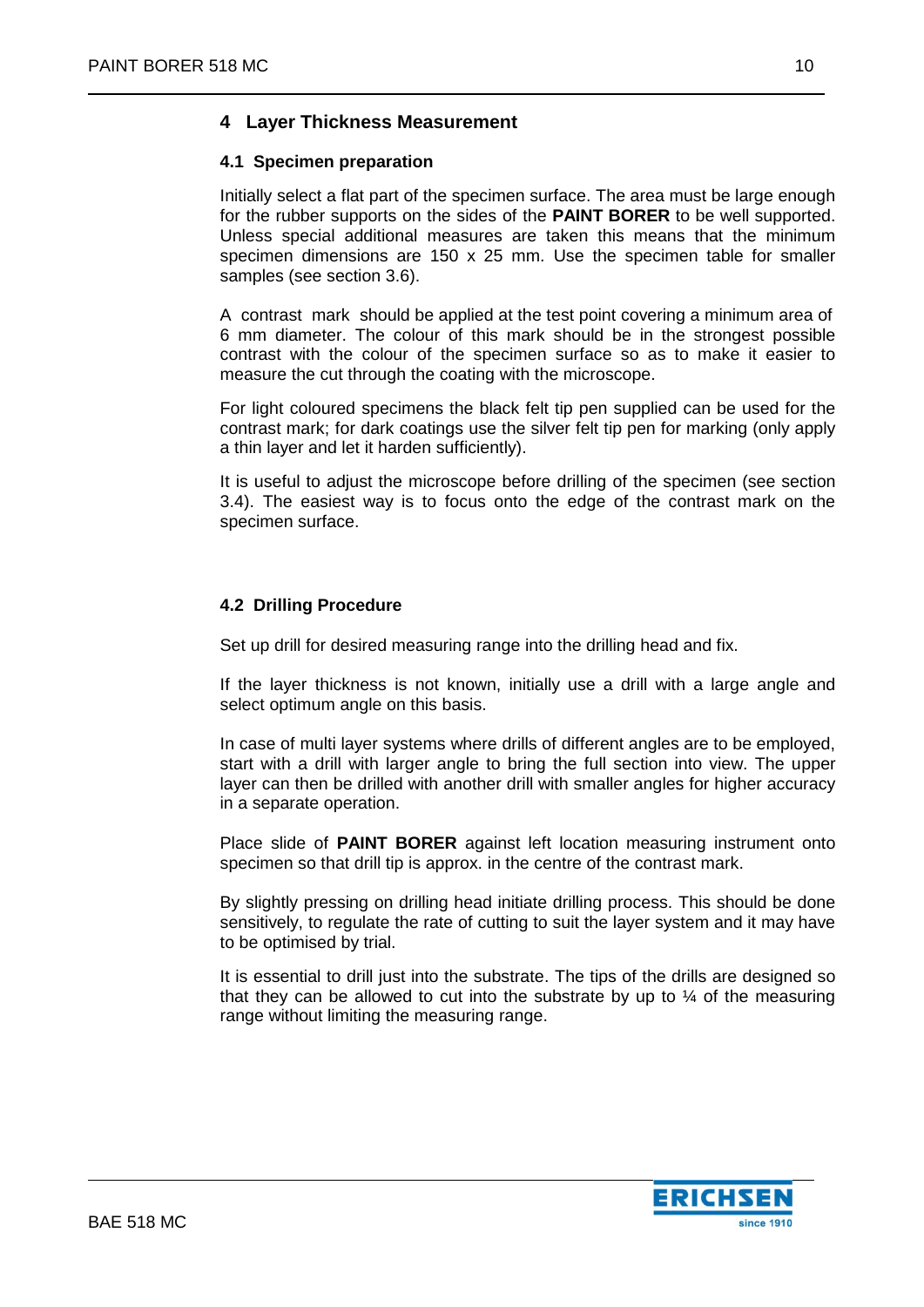# 4 Layer Thickness Measurement

## 4.1 Specimen preparation

Initially select a flat part of the specimen surface. The area must be large enough for the rubber supports on the sides of the **PAINT BORER** to be well supported. Unless special additional measures are taken this means that the minimum specimen dimensions are 150 x 25 mm. Use the specimen table for smaller samples (see section 3.6).

A contrast mark should be applied at the test point covering a minimum area of 6 mm diameter. The colour of this mark should be in the strongest possible contrast with the colour of the specimen surface so as to make it easier to measure the cut through the coating with the microscope.

For light coloured specimens the black felt tip pen supplied can be used for the contrast mark; for dark coatings use the silver felt tip pen for marking (only apply a thin layer and let it harden sufficiently).

It is useful to adjust the microscope before drilling of the specimen (see section 3.4). The easiest way is to focus onto the edge of the contrast mark on the specimen surface.

## 4.2 Drilling Procedure

Set up drill for desired measuring range into the drilling head and fix.

If the layer thickness is not known, initially use a drill with a large angle and select optimum angle on this basis.

In case of multi layer systems where drills of different angles are to be employed, start with a drill with larger angle to bring the full section into view. The upper layer can then be drilled with another drill with smaller angles for higher accuracy in a separate operation.

Place slide of **PAINT BORER** against left location measuring instrument onto specimen so that drill tip is approx. in the centre of the contrast mark.

By slightly pressing on drilling head initiate drilling process. This should be done sensitively, to regulate the rate of cutting to suit the layer system and it may have to be optimised by trial.

It is essential to drill just into the substrate. The tips of the drills are designed so that they can be allowed to cut into the substrate by up to ¼ of the measuring range without limiting the measuring range.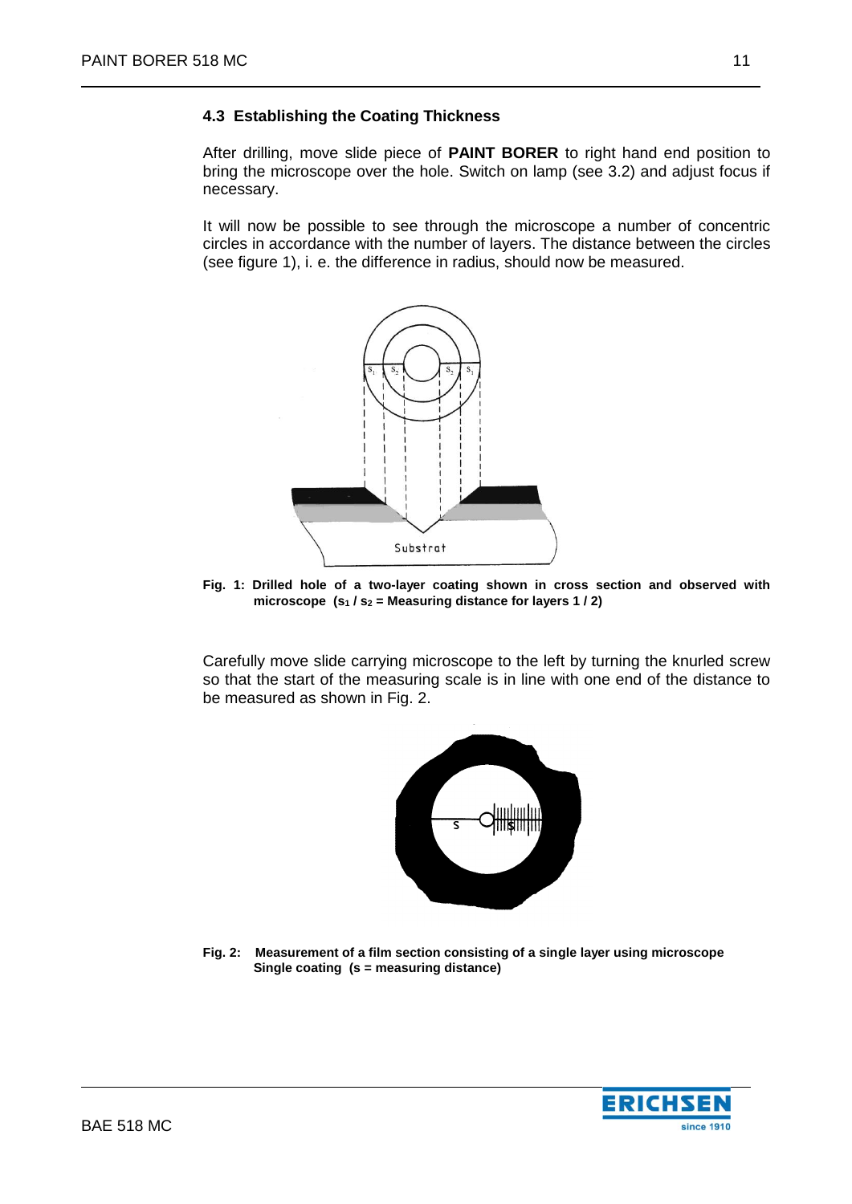## 4.3 Establishing the Coating Thickness

After drilling, move slide piece of **PAINT BORER** to right hand end position to bring the microscope over the hole. Switch on lamp (see 3.2) and adjust focus if necessary.

It will now be possible to see through the microscope a number of concentric circles in accordance with the number of layers. The distance between the circles (see figure 1), i. e. the difference in radius, should now be measured.

**Fig. 1: Drilled hole of a two-layer coating shown in cross section and observed with microscope ($s_1$ / $s_2$ = Measuring distance for layers 1 / 2)**

Carefully move slide carrying microscope to the left by turning the knurled screw so that the start of the measuring scale is in line with one end of the distance to be measured as shown in Fig. 2.

**Fig. 2: Measurement of a film section consisting of a single layer using microscope Single coating (s = measuring distance)**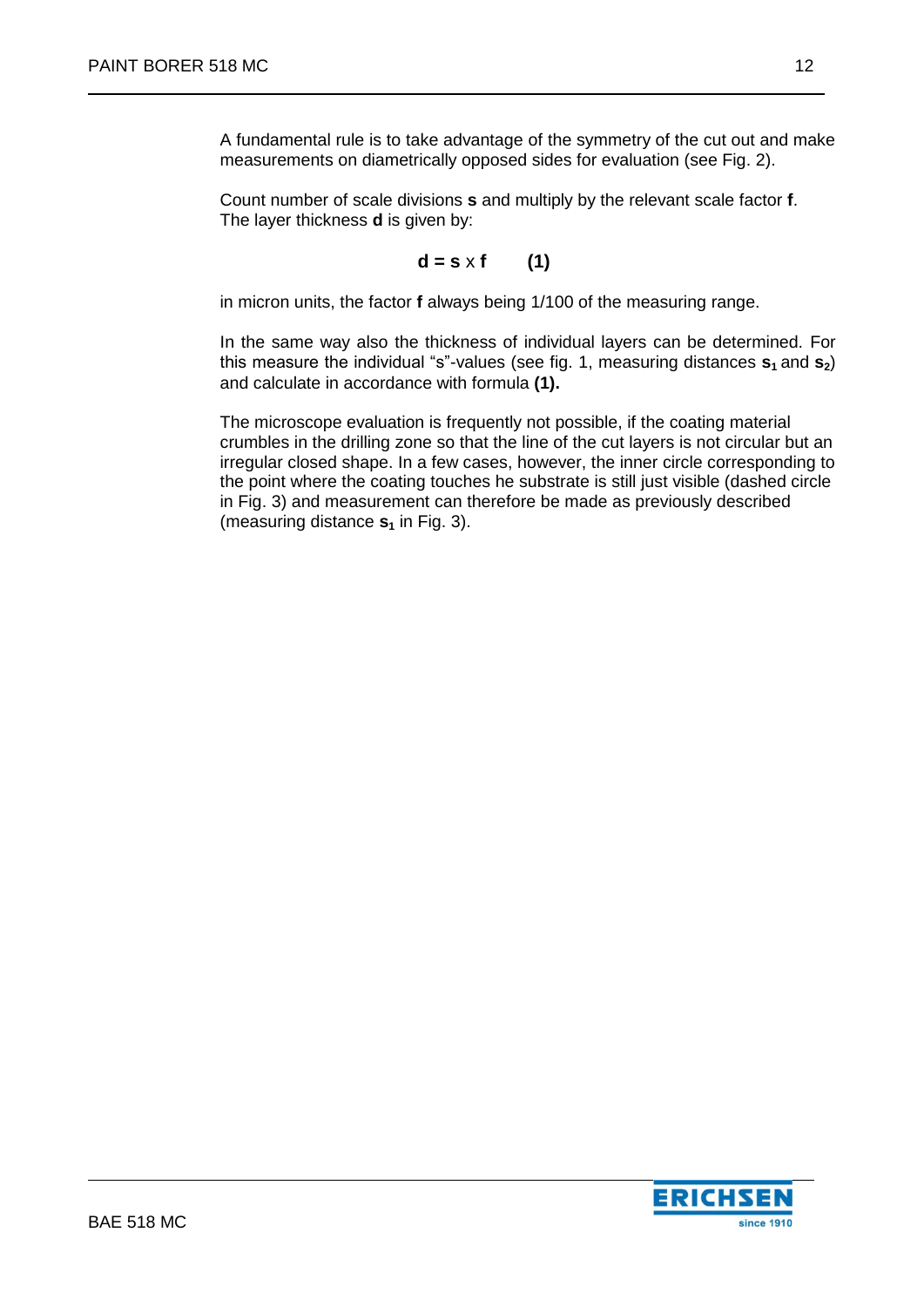A fundamental rule is to take advantage of the symmetry of the cut out and make measurements on diametrically opposed sides for evaluation (see Fig. 2).

Count number of scale divisions **s** and multiply by the relevant scale factor **f**. The layer thickness **d** is given by:

$$\mathbf{d = s} \times \mathbf{f} \qquad \mathbf{(1)}$$

in micron units, the factor **f** always being 1/100 of the measuring range.

In the same way also the thickness of individual layers can be determined. For this measure the individual "s"-values (see fig. 1, measuring distances $\mathbf{s_1}$ and $\mathbf{s_2}$) and calculate in accordance with formula **(1).**

The microscope evaluation is frequently not possible, if the coating material crumbles in the drilling zone so that the line of the cut layers is not circular but an irregular closed shape. In a few cases, however, the inner circle corresponding to the point where the coating touches he substrate is still just visible (dashed circle in Fig. 3) and measurement can therefore be made as previously described (measuring distance $\mathbf{s_1}$ in Fig. 3).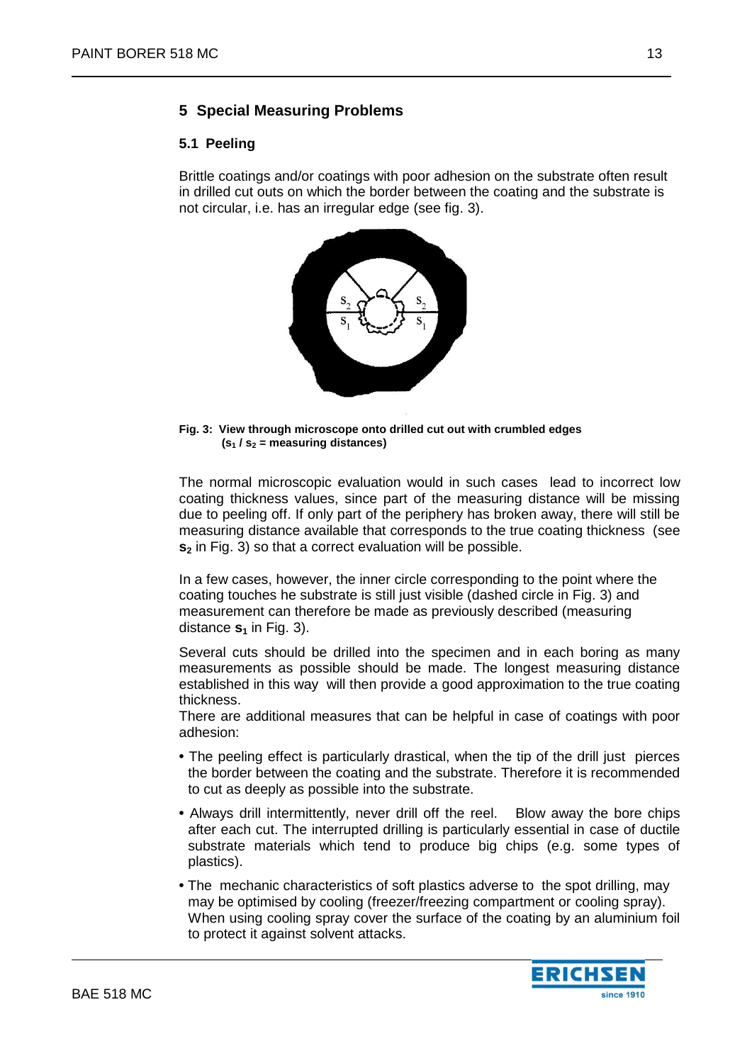## 5 Special Measuring Problems

### 5.1 Peeling

Brittle coatings and/or coatings with poor adhesion on the substrate often result in drilled cut outs on which the border between the coating and the substrate is not circular, i.e. has an irregular edge (see fig. 3).

**Fig. 3: View through microscope onto drilled cut out with crumbled edges ($s_1$ / $s_2$ = measuring distances)**

The normal microscopic evaluation would in such cases lead to incorrect low coating thickness values, since part of the measuring distance will be missing due to peeling off. If only part of the periphery has broken away, there will still be measuring distance available that corresponds to the true coating thickness (see $\mathbf{s_2}$ in Fig. 3) so that a correct evaluation will be possible.

In a few cases, however, the inner circle corresponding to the point where the coating touches he substrate is still just visible (dashed circle in Fig. 3) and measurement can therefore be made as previously described (measuring distance $\mathbf{s_1}$ in Fig. 3).

Several cuts should be drilled into the specimen and in each boring as many measurements as possible should be made. The longest measuring distance established in this way will then provide a good approximation to the true coating thickness.

There are additional measures that can be helpful in case of coatings with poor adhesion:

- The peeling effect is particularly drastical, when the tip of the drill just pierces the border between the coating and the substrate. Therefore it is recommended to cut as deeply as possible into the substrate.
- Always drill intermittently, never drill off the reel. Blow away the bore chips after each cut. The interrupted drilling is particularly essential in case of ductile substrate materials which tend to produce big chips (e.g. some types of plastics).
- The mechanic characteristics of soft plastics adverse to the spot drilling, may may be optimised by cooling (freezer/freezing compartment or cooling spray). When using cooling spray cover the surface of the coating by an aluminium foil to protect it against solvent attacks.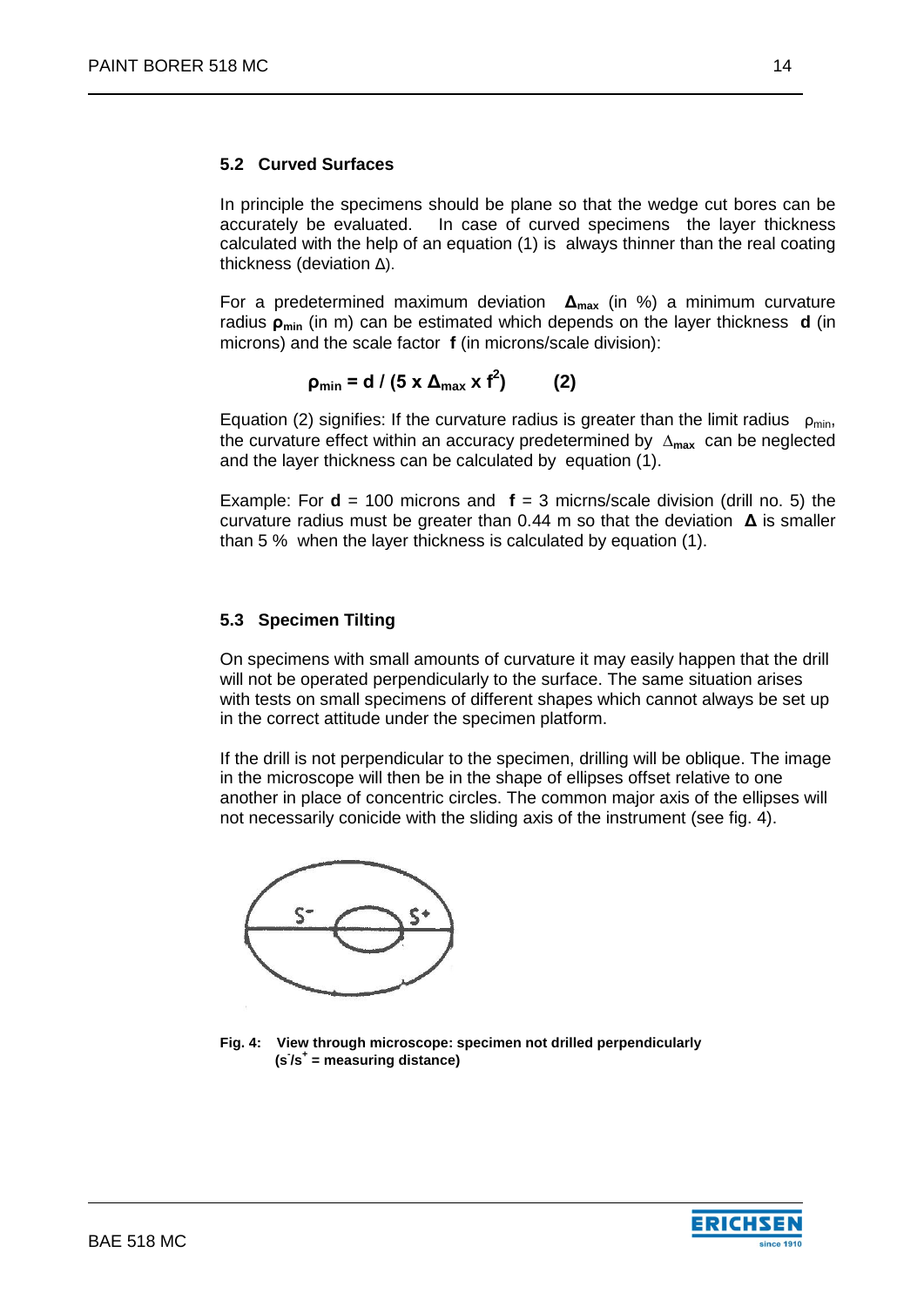### 5.2 Curved Surfaces

In principle the specimens should be plane so that the wedge cut bores can be accurately be evaluated. In case of curved specimens the layer thickness calculated with the help of an equation (1) is always thinner than the real coating thickness (deviation $\Delta$).

For a predetermined maximum deviation $\Delta_{max}$ (in %) a minimum curvature radius $\rho_{min}$ (in m) can be estimated which depends on the layer thickness **d** (in microns) and the scale factor **f** (in microns/scale division):

$$\rho_{min} = d \, / \, (5 \times \Delta_{max} \times f^2) \qquad (2)$$

Equation (2) signifies: If the curvature radius is greater than the limit radius $\rho_{min}$, the curvature effect within an accuracy predetermined by $\Delta_{max}$ can be neglected and the layer thickness can be calculated by equation (1).

Example: For **d** = 100 microns and **f** = 3 micrns/scale division (drill no. 5) the curvature radius must be greater than 0.44 m so that the deviation $\Delta$ is smaller than 5 % when the layer thickness is calculated by equation (1).

### 5.3 Specimen Tilting

On specimens with small amounts of curvature it may easily happen that the drill will not be operated perpendicularly to the surface. The same situation arises with tests on small specimens of different shapes which cannot always be set up in the correct attitude under the specimen platform.

If the drill is not perpendicular to the specimen, drilling will be oblique. The image in the microscope will then be in the shape of ellipses offset relative to one another in place of concentric circles. The common major axis of the ellipses will not necessarily conicide with the sliding axis of the instrument (see fig. 4).

**Fig. 4: View through microscope: specimen not drilled perpendicularly ($s^-/s^+$ = measuring distance)**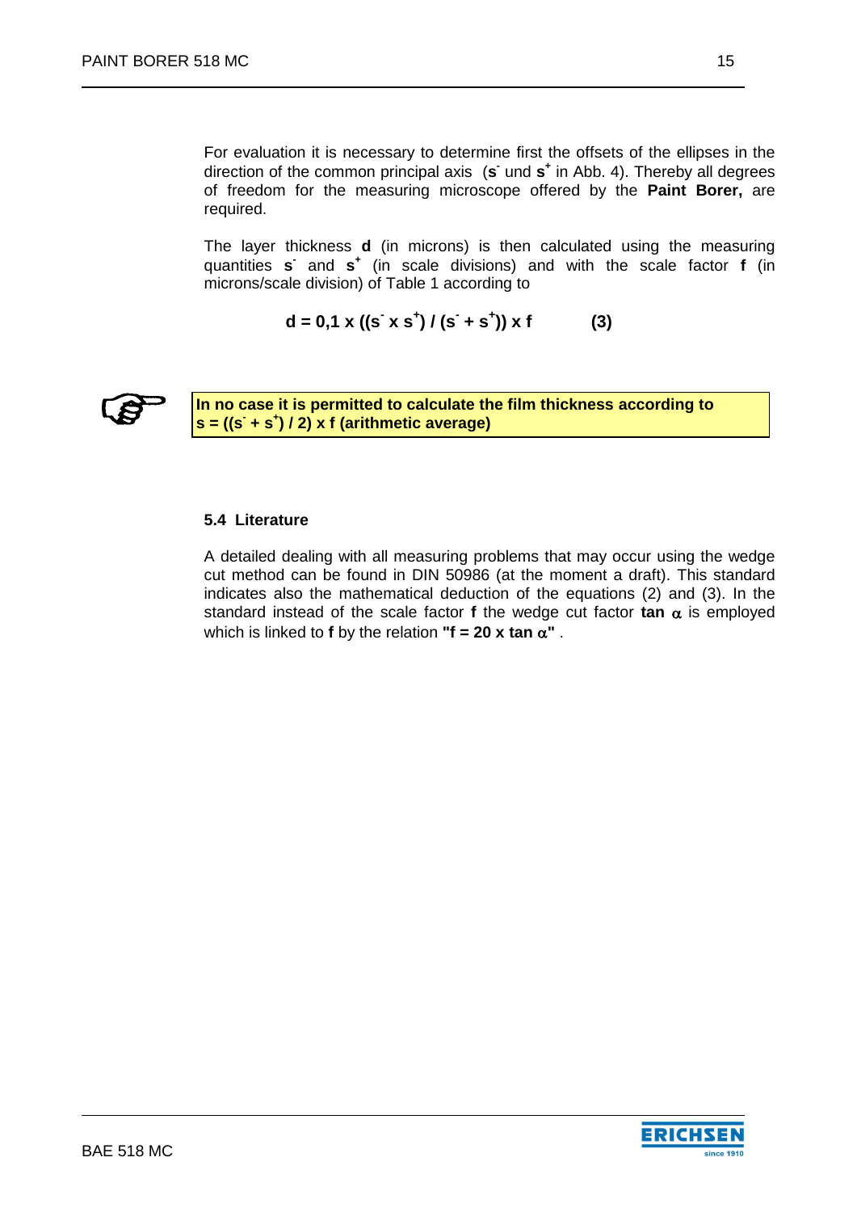For evaluation it is necessary to determine first the offsets of the ellipses in the direction of the common principal axis (**$s^-$** und **$s^+$** in Abb. 4). Thereby all degrees of freedom for the measuring microscope offered by the **Paint Borer,** are required.

The layer thickness **d** (in microns) is then calculated using the measuring quantities **$s^-$** and **$s^+$** (in scale divisions) and with the scale factor **f** (in microns/scale division) of Table 1 according to

$$d = 0{,}1 \times ((s^- \times s^+) / (s^- + s^+)) \times f \qquad (3)$$

**In no case it is permitted to calculate the film thickness according to $s = ((s^- + s^+) / 2) \times f$ (arithmetic average)**

### 5.4 Literature

A detailed dealing with all measuring problems that may occur using the wedge cut method can be found in DIN 50986 (at the moment a draft). This standard indicates also the mathematical deduction of the equations (2) and (3). In the standard instead of the scale factor **f** the wedge cut factor **$\tan \alpha$** is employed which is linked to **f** by the relation **"$f = 20 \times \tan \alpha$"** .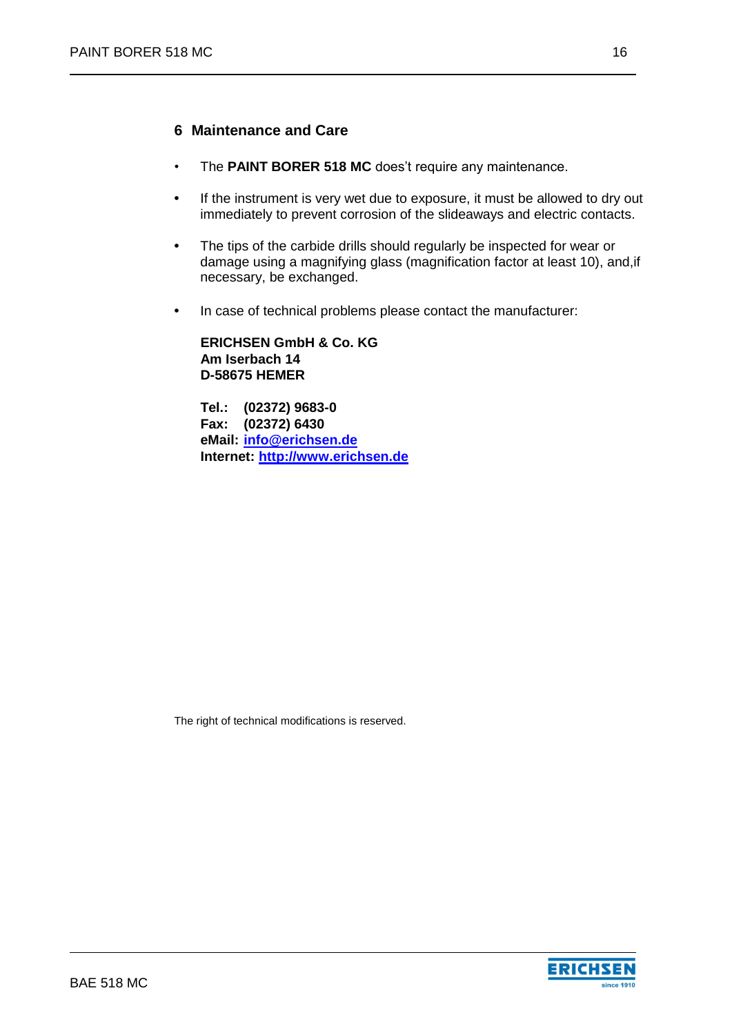## 6 Maintenance and Care

- The **PAINT BORER 518 MC** does't require any maintenance.
- If the instrument is very wet due to exposure, it must be allowed to dry out immediately to prevent corrosion of the slideaways and electric contacts.
- The tips of the carbide drills should regularly be inspected for wear or damage using a magnifying glass (magnification factor at least 10), and,if necessary, be exchanged.
- In case of technical problems please contact the manufacturer:

  **ERICHSEN GmbH & Co. KG**
  **Am Iserbach 14**
  **D-58675 HEMER**

  **Tel.: (02372) 9683-0**
  **Fax: (02372) 6430**
  **eMail: [info@erichsen.de](mailto:info@erichsen.de)**
  **Internet: [http://www.erichsen.de](http://www.erichsen.de)**

The right of technical modifications is reserved.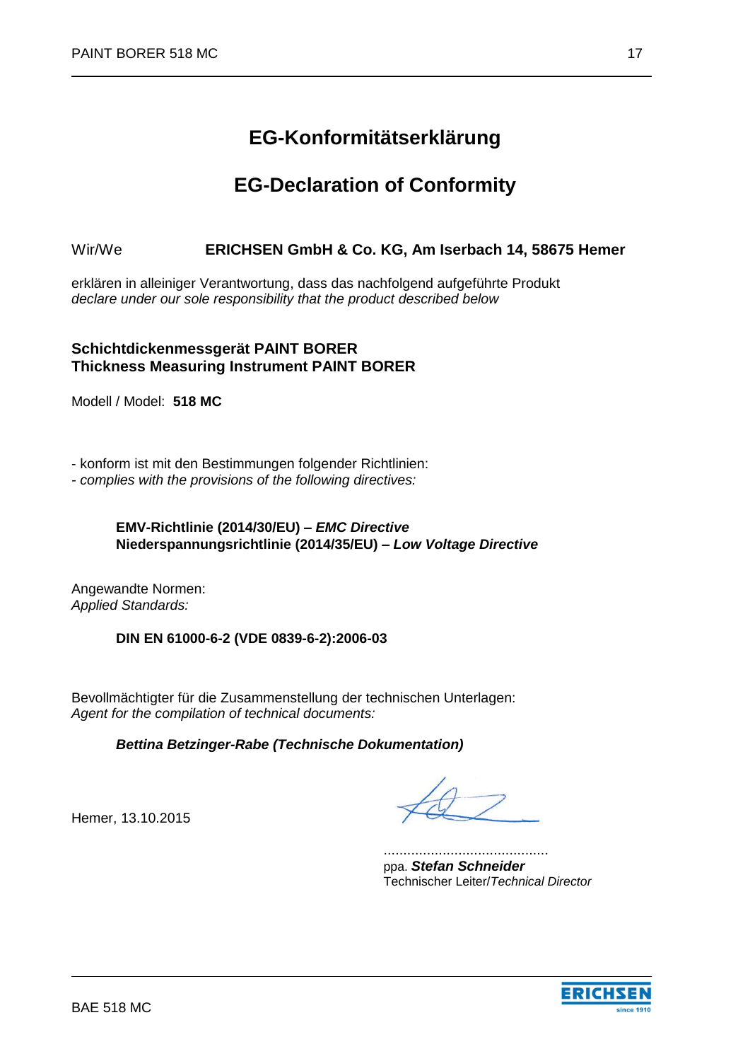# EG-Konformitätserklärung

# EG-Declaration of Conformity

Wir/We **ERICHSEN GmbH & Co. KG, Am Iserbach 14, 58675 Hemer**

erklären in alleiniger Verantwortung, dass das nachfolgend aufgeführte Produkt
*declare under our sole responsibility that the product described below*

**Schichtdickenmessgerät PAINT BORER**
**Thickness Measuring Instrument PAINT BORER**

Modell / Model: **518 MC**

- konform ist mit den Bestimmungen folgender Richtlinien:
- *complies with the provisions of the following directives:*

**EMV-Richtlinie (2014/30/EU) –** ***EMC Directive***
**Niederspannungsrichtlinie (2014/35/EU) –** ***Low Voltage Directive***

Angewandte Normen:
*Applied Standards:*

**DIN EN 61000-6-2 (VDE 0839-6-2):2006-03**

Bevollmächtigter für die Zusammenstellung der technischen Unterlagen:
*Agent for the compilation of technical documents:*

***Bettina Betzinger-Rabe (Technische Dokumentation)***

Hemer, 13.10.2015

..........................................
ppa. ***Stefan Schneider***
Technischer Leiter/*Technical Director*